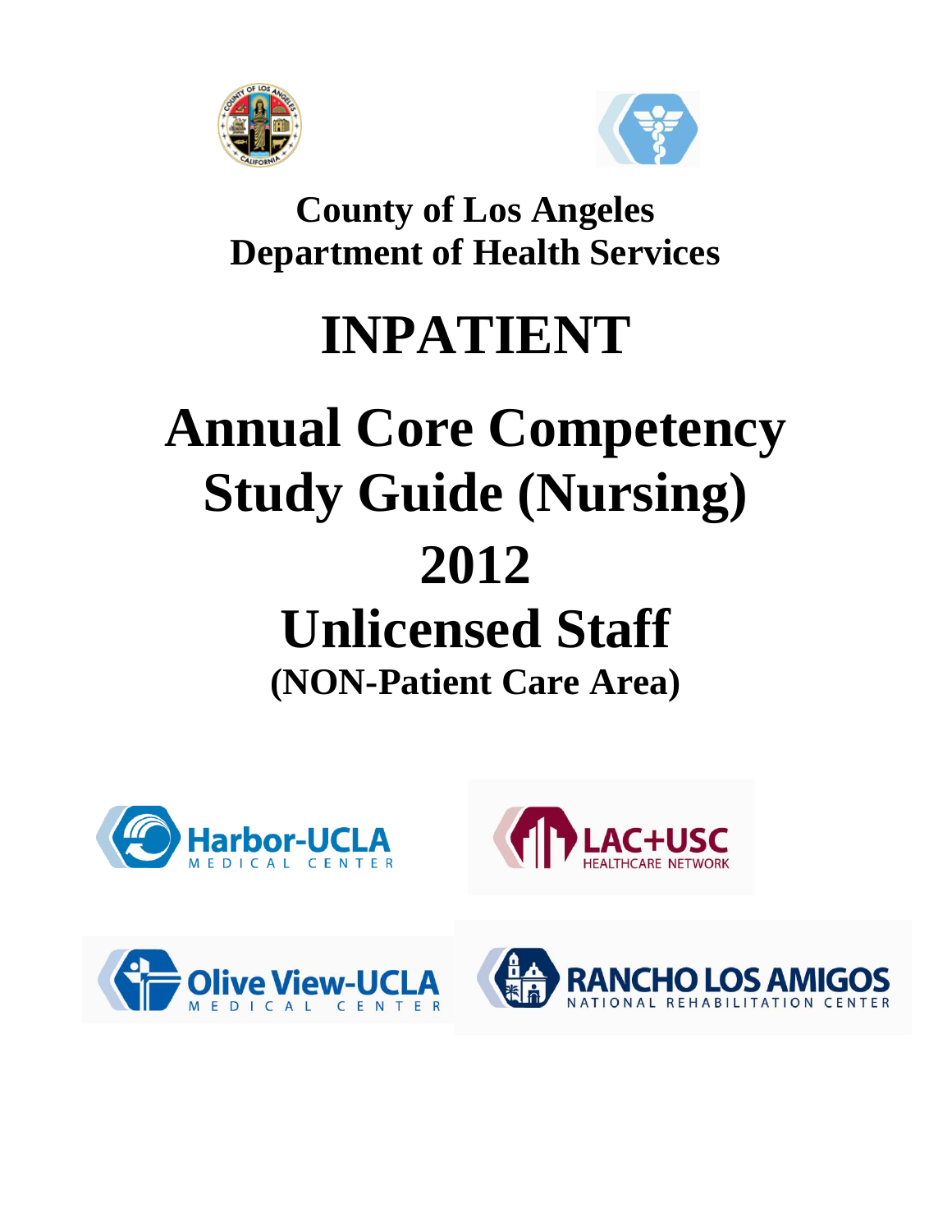**County of Los Angeles**
**Department of Health Services**

# INPATIENT

# Annual Core Competency Study Guide (Nursing) 2012 Unlicensed Staff

## (NON-Patient Care Area)

Harbor-UCLA MEDICAL CENTER

LAC+USC HEALTHCARE NETWORK

Olive View-UCLA MEDICAL CENTER

RANCHO LOS AMIGOS NATIONAL REHABILITATION CENTER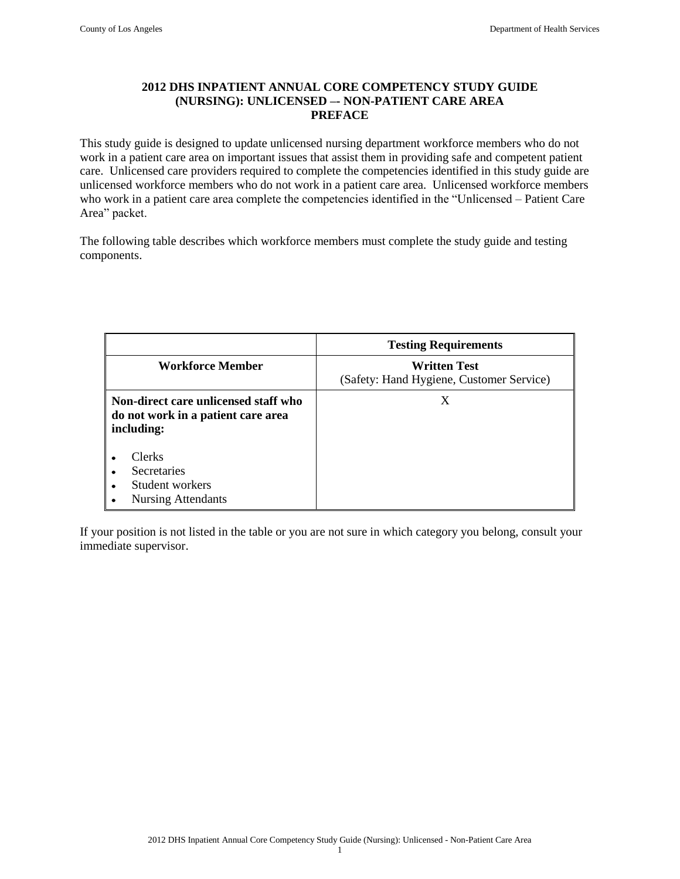# 2012 DHS INPATIENT ANNUAL CORE COMPETENCY STUDY GUIDE (NURSING): UNLICENSED –- NON-PATIENT CARE AREA

## PREFACE

This study guide is designed to update unlicensed nursing department workforce members who do not work in a patient care area on important issues that assist them in providing safe and competent patient care. Unlicensed care providers required to complete the competencies identified in this study guide are unlicensed workforce members who do not work in a patient care area. Unlicensed workforce members who work in a patient care area complete the competencies identified in the "Unlicensed – Patient Care Area" packet.

The following table describes which workforce members must complete the study guide and testing components.

| | **Testing Requirements** |
|---|---|
| **Workforce Member** | **Written Test** (Safety: Hand Hygiene, Customer Service) |
| **Non-direct care unlicensed staff who do not work in a patient care area including:** <br>• Clerks <br>• Secretaries <br>• Student workers <br>• Nursing Attendants | X |

If your position is not listed in the table or you are not sure in which category you belong, consult your immediate supervisor.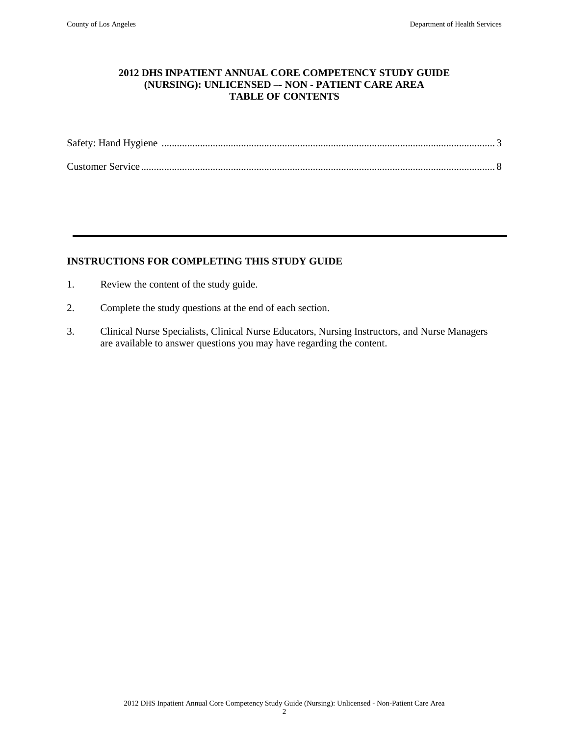# 2012 DHS INPATIENT ANNUAL CORE COMPETENCY STUDY GUIDE (NURSING): UNLICENSED –- NON - PATIENT CARE AREA
## TABLE OF CONTENTS

Safety: Hand Hygiene ........................................................................................................................ 3

Customer Service .............................................................................................................................. 8

---

## INSTRUCTIONS FOR COMPLETING THIS STUDY GUIDE

1. Review the content of the study guide.
2. Complete the study questions at the end of each section.
3. Clinical Nurse Specialists, Clinical Nurse Educators, Nursing Instructors, and Nurse Managers are available to answer questions you may have regarding the content.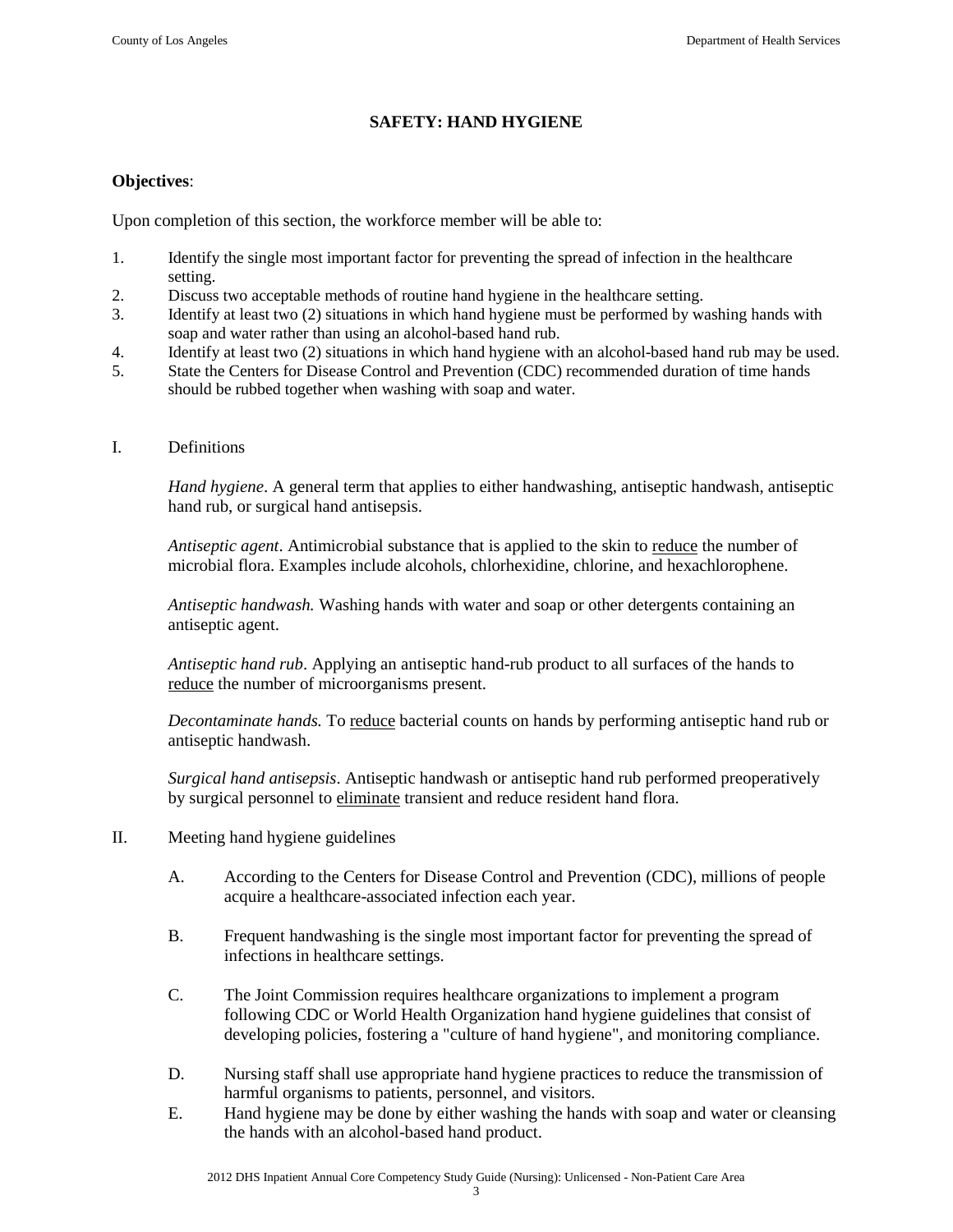## SAFETY: HAND HYGIENE

**Objectives**:

Upon completion of this section, the workforce member will be able to:

1. Identify the single most important factor for preventing the spread of infection in the healthcare setting.
2. Discuss two acceptable methods of routine hand hygiene in the healthcare setting.
3. Identify at least two (2) situations in which hand hygiene must be performed by washing hands with soap and water rather than using an alcohol-based hand rub.
4. Identify at least two (2) situations in which hand hygiene with an alcohol-based hand rub may be used.
5. State the Centers for Disease Control and Prevention (CDC) recommended duration of time hands should be rubbed together when washing with soap and water.

I. Definitions

*Hand hygiene*. A general term that applies to either handwashing, antiseptic handwash, antiseptic hand rub, or surgical hand antisepsis.

*Antiseptic agent*. Antimicrobial substance that is applied to the skin to <u>reduce</u> the number of microbial flora. Examples include alcohols, chlorhexidine, chlorine, and hexachlorophene.

*Antiseptic handwash.* Washing hands with water and soap or other detergents containing an antiseptic agent.

*Antiseptic hand rub*. Applying an antiseptic hand-rub product to all surfaces of the hands to <u>reduce</u> the number of microorganisms present.

*Decontaminate hands.* To <u>reduce</u> bacterial counts on hands by performing antiseptic hand rub or antiseptic handwash.

*Surgical hand antisepsis*. Antiseptic handwash or antiseptic hand rub performed preoperatively by surgical personnel to <u>eliminate</u> transient and reduce resident hand flora.

II. Meeting hand hygiene guidelines

A. According to the Centers for Disease Control and Prevention (CDC), millions of people acquire a healthcare-associated infection each year.

B. Frequent handwashing is the single most important factor for preventing the spread of infections in healthcare settings.

C. The Joint Commission requires healthcare organizations to implement a program following CDC or World Health Organization hand hygiene guidelines that consist of developing policies, fostering a "culture of hand hygiene", and monitoring compliance.

D. Nursing staff shall use appropriate hand hygiene practices to reduce the transmission of harmful organisms to patients, personnel, and visitors.

E. Hand hygiene may be done by either washing the hands with soap and water or cleansing the hands with an alcohol-based hand product.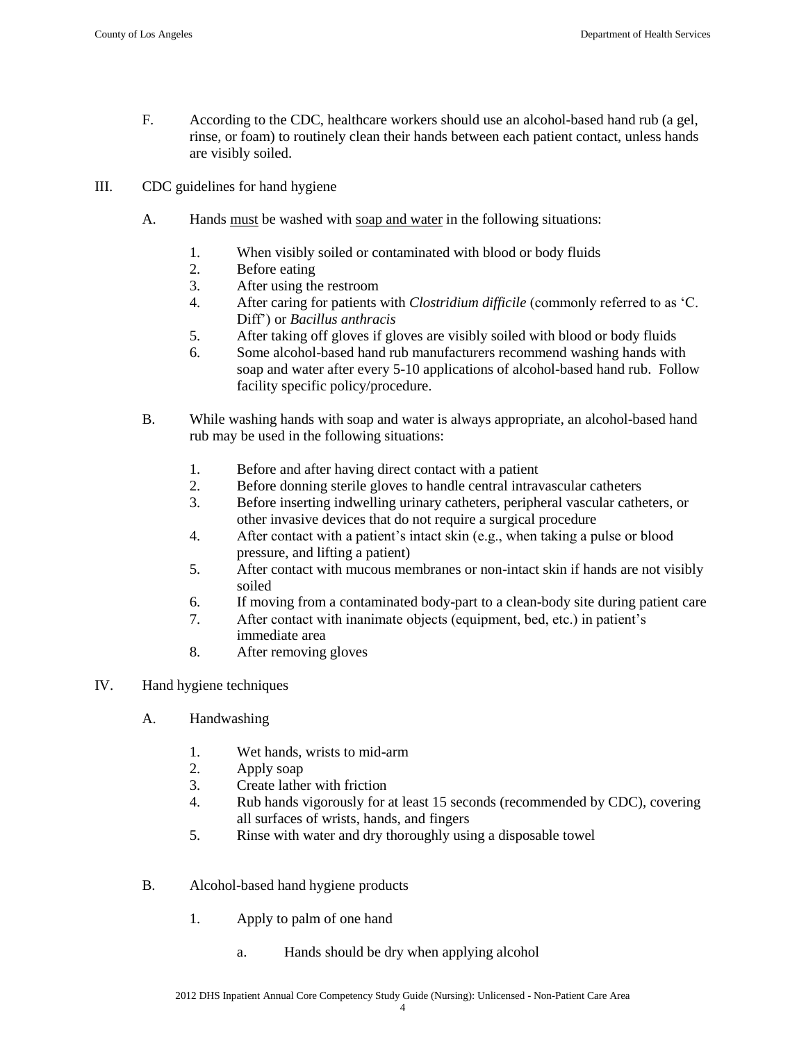F. According to the CDC, healthcare workers should use an alcohol-based hand rub (a gel, rinse, or foam) to routinely clean their hands between each patient contact, unless hands are visibly soiled.

III. CDC guidelines for hand hygiene

A. Hands <u>must</u> be washed with <u>soap and water</u> in the following situations:

1. When visibly soiled or contaminated with blood or body fluids
2. Before eating
3. After using the restroom
4. After caring for patients with *Clostridium difficile* (commonly referred to as 'C. Diff') or *Bacillus anthracis*
5. After taking off gloves if gloves are visibly soiled with blood or body fluids
6. Some alcohol-based hand rub manufacturers recommend washing hands with soap and water after every 5-10 applications of alcohol-based hand rub. Follow facility specific policy/procedure.

B. While washing hands with soap and water is always appropriate, an alcohol-based hand rub may be used in the following situations:

1. Before and after having direct contact with a patient
2. Before donning sterile gloves to handle central intravascular catheters
3. Before inserting indwelling urinary catheters, peripheral vascular catheters, or other invasive devices that do not require a surgical procedure
4. After contact with a patient's intact skin (e.g., when taking a pulse or blood pressure, and lifting a patient)
5. After contact with mucous membranes or non-intact skin if hands are not visibly soiled
6. If moving from a contaminated body-part to a clean-body site during patient care
7. After contact with inanimate objects (equipment, bed, etc.) in patient's immediate area
8. After removing gloves

IV. Hand hygiene techniques

A. Handwashing

1. Wet hands, wrists to mid-arm
2. Apply soap
3. Create lather with friction
4. Rub hands vigorously for at least 15 seconds (recommended by CDC), covering all surfaces of wrists, hands, and fingers
5. Rinse with water and dry thoroughly using a disposable towel

B. Alcohol-based hand hygiene products

1. Apply to palm of one hand

   a. Hands should be dry when applying alcohol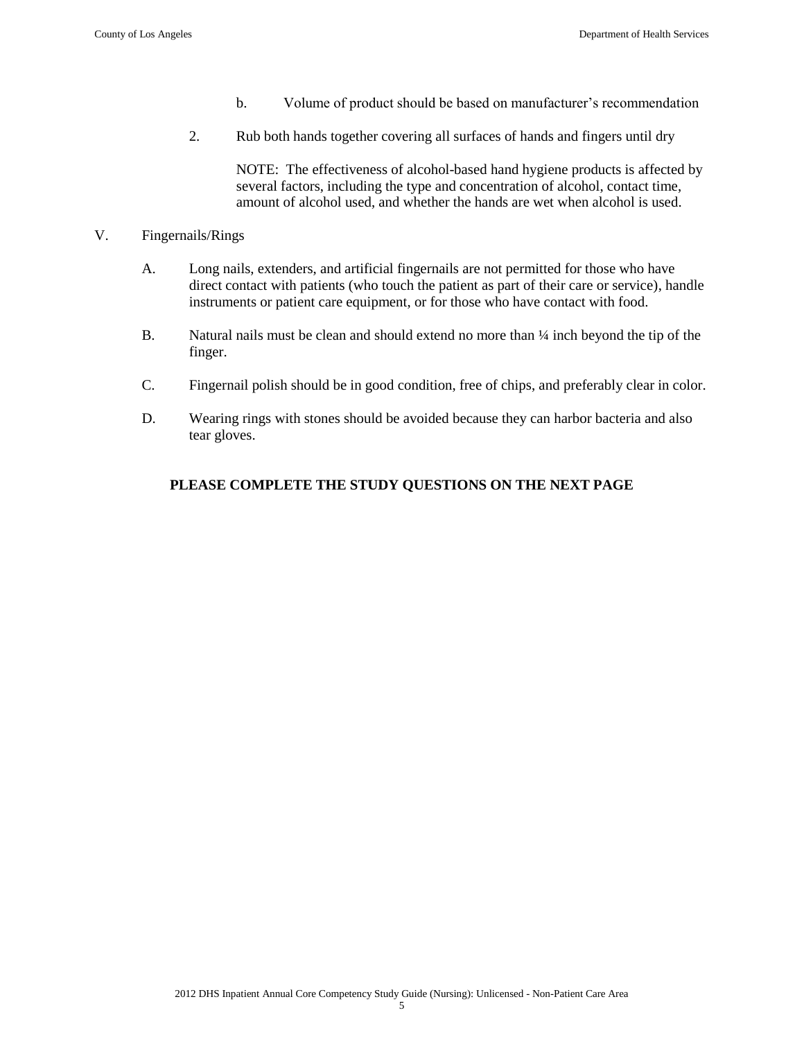b. Volume of product should be based on manufacturer's recommendation

2. Rub both hands together covering all surfaces of hands and fingers until dry

   NOTE: The effectiveness of alcohol-based hand hygiene products is affected by several factors, including the type and concentration of alcohol, contact time, amount of alcohol used, and whether the hands are wet when alcohol is used.

V. Fingernails/Rings

A. Long nails, extenders, and artificial fingernails are not permitted for those who have direct contact with patients (who touch the patient as part of their care or service), handle instruments or patient care equipment, or for those who have contact with food.

B. Natural nails must be clean and should extend no more than ¼ inch beyond the tip of the finger.

C. Fingernail polish should be in good condition, free of chips, and preferably clear in color.

D. Wearing rings with stones should be avoided because they can harbor bacteria and also tear gloves.

**PLEASE COMPLETE THE STUDY QUESTIONS ON THE NEXT PAGE**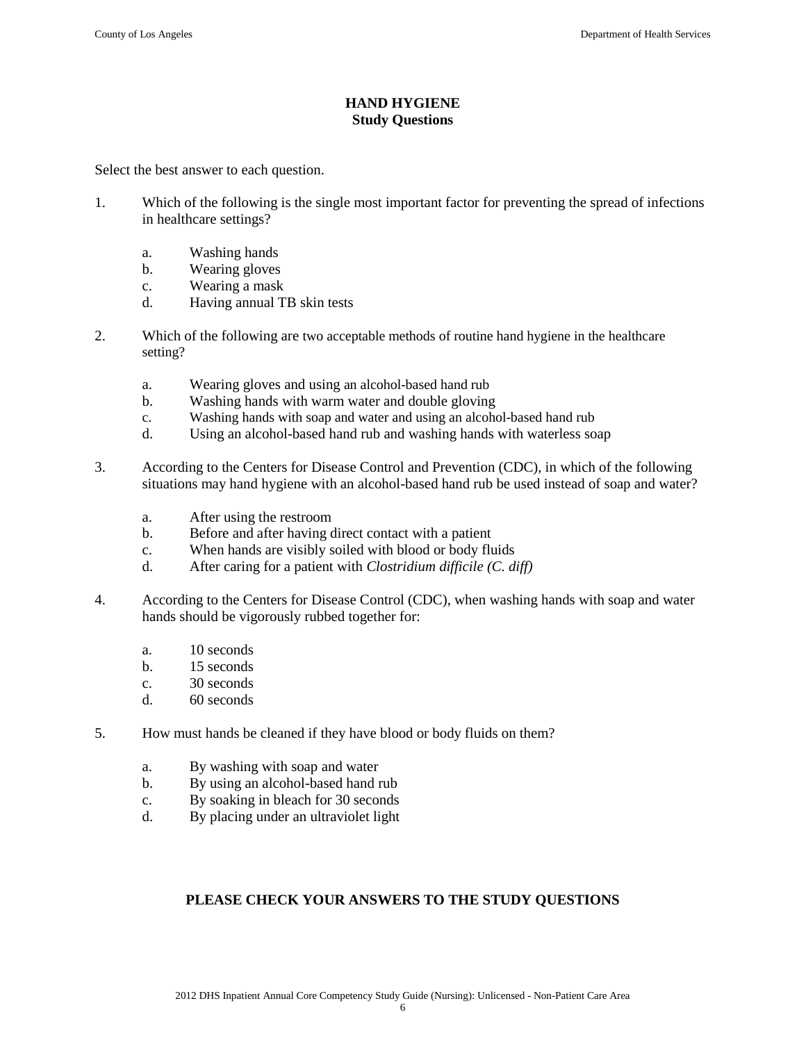# HAND HYGIENE
## Study Questions

Select the best answer to each question.

1. Which of the following is the single most important factor for preventing the spread of infections in healthcare settings?

   a. Washing hands
   b. Wearing gloves
   c. Wearing a mask
   d. Having annual TB skin tests

2. Which of the following are two acceptable methods of routine hand hygiene in the healthcare setting?

   a. Wearing gloves and using an alcohol-based hand rub
   b. Washing hands with warm water and double gloving
   c. Washing hands with soap and water and using an alcohol-based hand rub
   d. Using an alcohol-based hand rub and washing hands with waterless soap

3. According to the Centers for Disease Control and Prevention (CDC), in which of the following situations may hand hygiene with an alcohol-based hand rub be used instead of soap and water?

   a. After using the restroom
   b. Before and after having direct contact with a patient
   c. When hands are visibly soiled with blood or body fluids
   d. After caring for a patient with *Clostridium difficile (C. diff)*

4. According to the Centers for Disease Control (CDC), when washing hands with soap and water hands should be vigorously rubbed together for:

   a. 10 seconds
   b. 15 seconds
   c. 30 seconds
   d. 60 seconds

5. How must hands be cleaned if they have blood or body fluids on them?

   a. By washing with soap and water
   b. By using an alcohol-based hand rub
   c. By soaking in bleach for 30 seconds
   d. By placing under an ultraviolet light

**PLEASE CHECK YOUR ANSWERS TO THE STUDY QUESTIONS**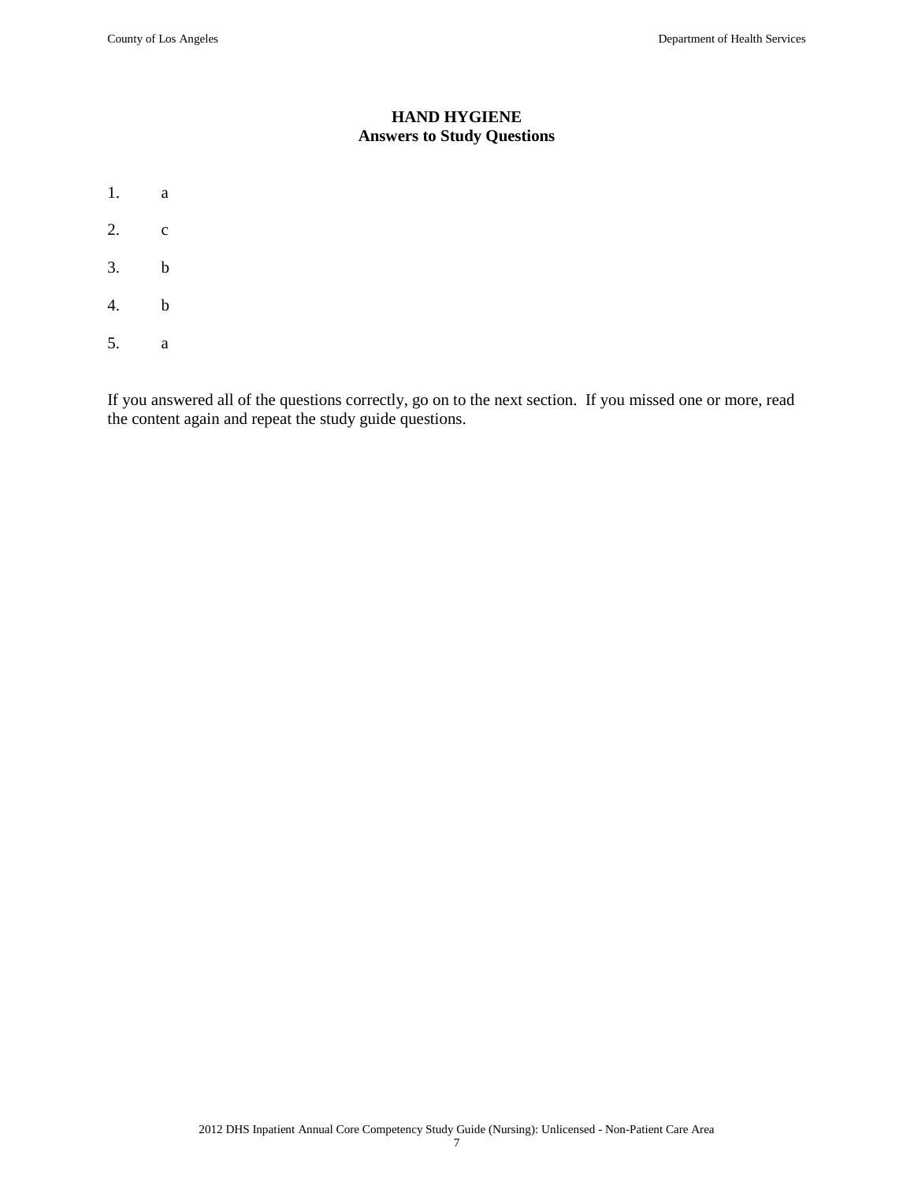## HAND HYGIENE
### Answers to Study Questions

1. a
2. c
3. b
4. b
5. a

If you answered all of the questions correctly, go on to the next section. If you missed one or more, read the content again and repeat the study guide questions.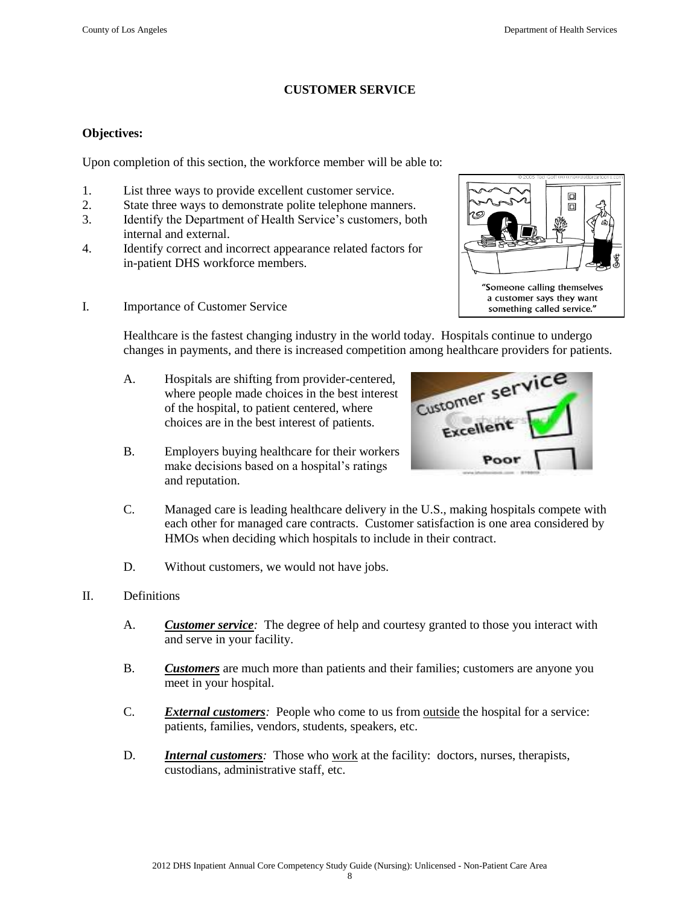**CUSTOMER SERVICE**

**Objectives:**

Upon completion of this section, the workforce member will be able to:

1. List three ways to provide excellent customer service.
2. State three ways to demonstrate polite telephone manners.
3. Identify the Department of Health Service's customers, both internal and external.
4. Identify correct and incorrect appearance related factors for in-patient DHS workforce members.

I. Importance of Customer Service

Healthcare is the fastest changing industry in the world today. Hospitals continue to undergo changes in payments, and there is increased competition among healthcare providers for patients.

- A. Hospitals are shifting from provider-centered, where people made choices in the best interest of the hospital, to patient centered, where choices are in the best interest of patients.
- B. Employers buying healthcare for their workers make decisions based on a hospital's ratings and reputation.
- C. Managed care is leading healthcare delivery in the U.S., making hospitals compete with each other for managed care contracts. Customer satisfaction is one area considered by HMOs when deciding which hospitals to include in their contract.
- D. Without customers, we would not have jobs.

II. Definitions

- A. ***Customer service**:* The degree of help and courtesy granted to those you interact with and serve in your facility.
- B. ***Customers*** are much more than patients and their families; customers are anyone you meet in your hospital.
- C. ***External customers**:* People who come to us from outside the hospital for a service: patients, families, vendors, students, speakers, etc.
- D. ***Internal customers**:* Those who work at the facility: doctors, nurses, therapists, custodians, administrative staff, etc.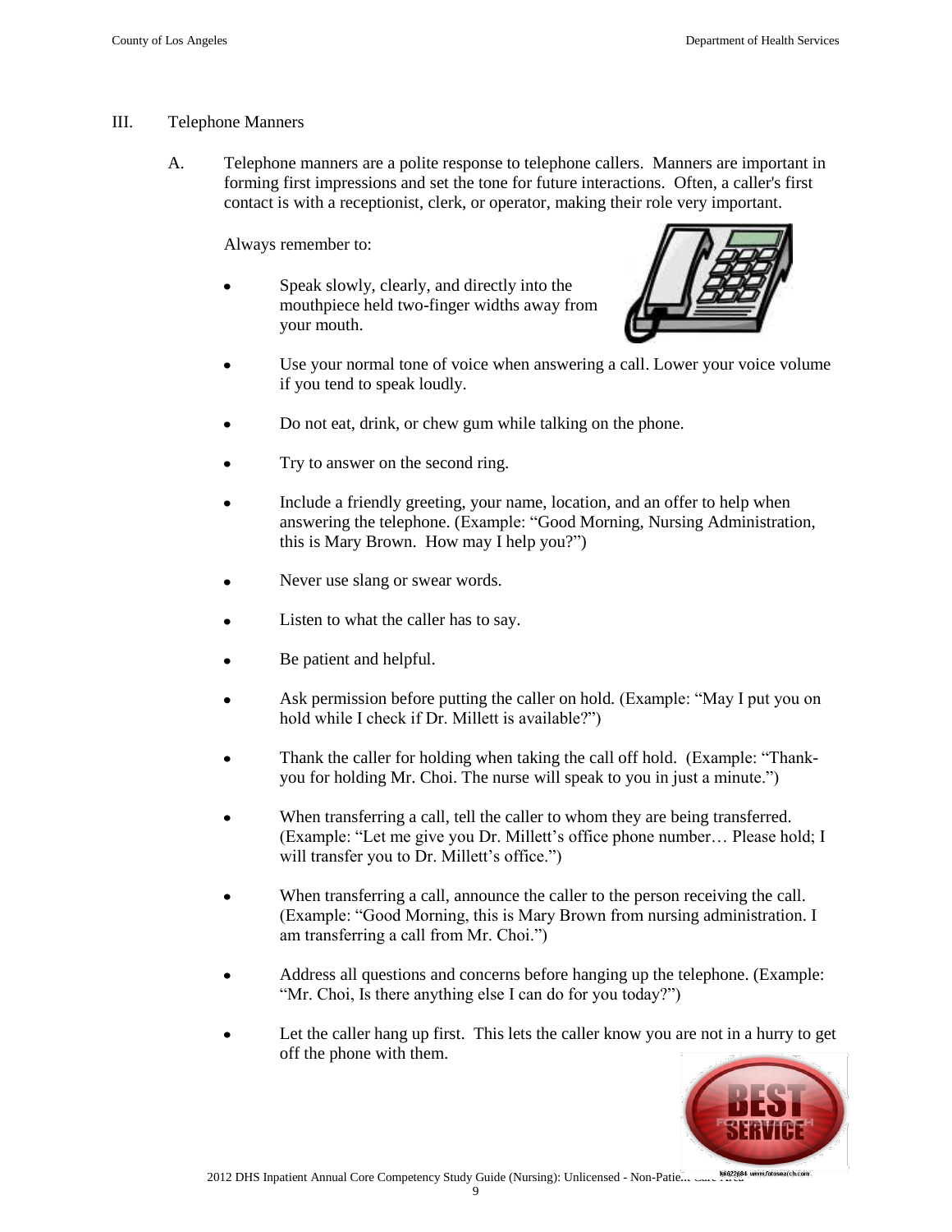## III. Telephone Manners

A. Telephone manners are a polite response to telephone callers. Manners are important in forming first impressions and set the tone for future interactions. Often, a caller's first contact is with a receptionist, clerk, or operator, making their role very important.

Always remember to:

- Speak slowly, clearly, and directly into the mouthpiece held two-finger widths away from your mouth.
- Use your normal tone of voice when answering a call. Lower your voice volume if you tend to speak loudly.
- Do not eat, drink, or chew gum while talking on the phone.
- Try to answer on the second ring.
- Include a friendly greeting, your name, location, and an offer to help when answering the telephone. (Example: "Good Morning, Nursing Administration, this is Mary Brown. How may I help you?")
- Never use slang or swear words.
- Listen to what the caller has to say.
- Be patient and helpful.
- Ask permission before putting the caller on hold. (Example: "May I put you on hold while I check if Dr. Millett is available?")
- Thank the caller for holding when taking the call off hold. (Example: "Thank-you for holding Mr. Choi. The nurse will speak to you in just a minute.")
- When transferring a call, tell the caller to whom they are being transferred. (Example: "Let me give you Dr. Millett's office phone number… Please hold; I will transfer you to Dr. Millett's office.")
- When transferring a call, announce the caller to the person receiving the call. (Example: "Good Morning, this is Mary Brown from nursing administration. I am transferring a call from Mr. Choi.")
- Address all questions and concerns before hanging up the telephone. (Example: "Mr. Choi, Is there anything else I can do for you today?")
- Let the caller hang up first. This lets the caller know you are not in a hurry to get off the phone with them.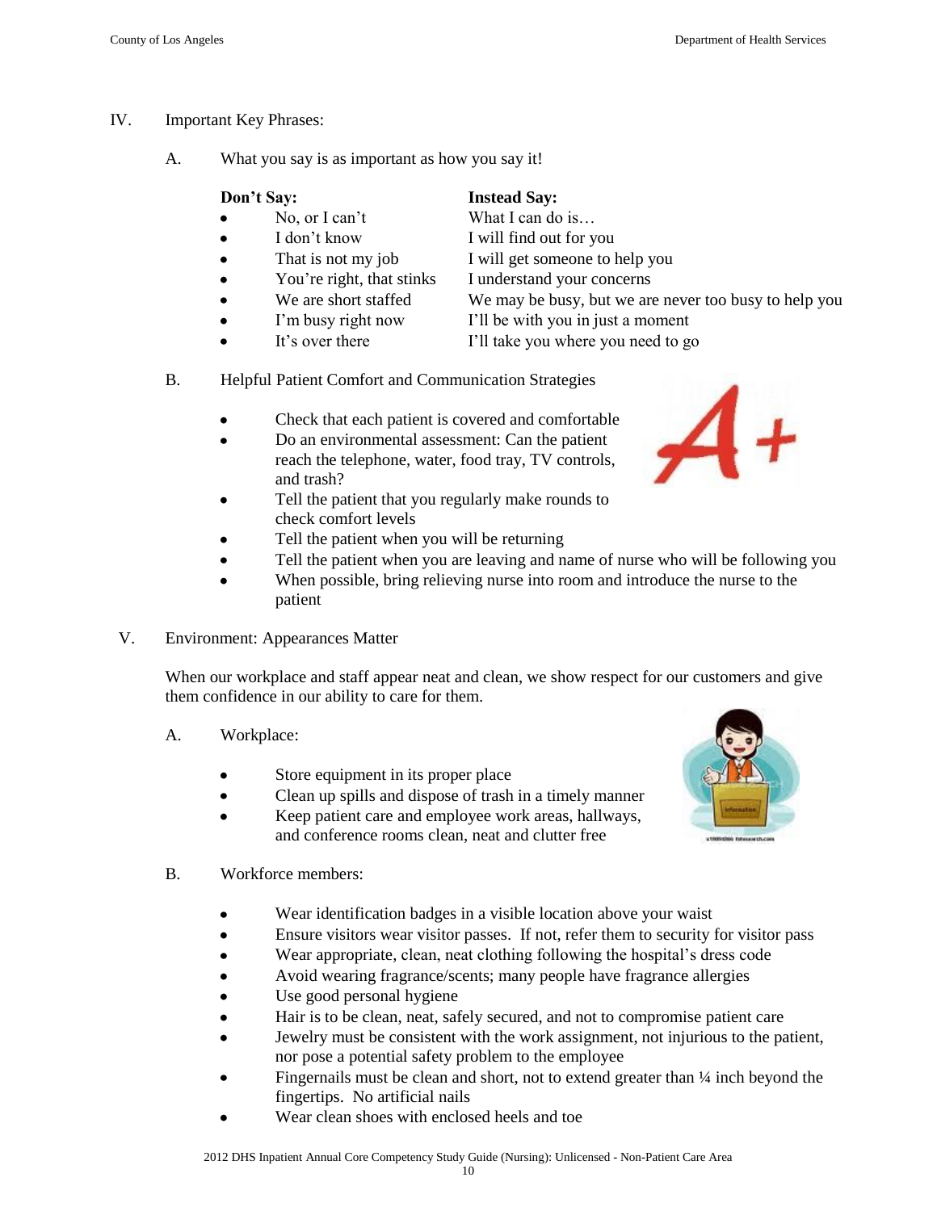## IV. Important Key Phrases:

### A. What you say is as important as how you say it!

| Don't Say: | Instead Say: |
| --- | --- |
| No, or I can't | What I can do is… |
| I don't know | I will find out for you |
| That is not my job | I will get someone to help you |
| You're right, that stinks | I understand your concerns |
| We are short staffed | We may be busy, but we are never too busy to help you |
| I'm busy right now | I'll be with you in just a moment |
| It's over there | I'll take you where you need to go |

### B. Helpful Patient Comfort and Communication Strategies

- Check that each patient is covered and comfortable
- Do an environmental assessment: Can the patient reach the telephone, water, food tray, TV controls, and trash?
- Tell the patient that you regularly make rounds to check comfort levels
- Tell the patient when you will be returning
- Tell the patient when you are leaving and name of nurse who will be following you
- When possible, bring relieving nurse into room and introduce the nurse to the patient

## V. Environment: Appearances Matter

When our workplace and staff appear neat and clean, we show respect for our customers and give them confidence in our ability to care for them.

### A. Workplace:

- Store equipment in its proper place
- Clean up spills and dispose of trash in a timely manner
- Keep patient care and employee work areas, hallways, and conference rooms clean, neat and clutter free

### B. Workforce members:

- Wear identification badges in a visible location above your waist
- Ensure visitors wear visitor passes. If not, refer them to security for visitor pass
- Wear appropriate, clean, neat clothing following the hospital's dress code
- Avoid wearing fragrance/scents; many people have fragrance allergies
- Use good personal hygiene
- Hair is to be clean, neat, safely secured, and not to compromise patient care
- Jewelry must be consistent with the work assignment, not injurious to the patient, nor pose a potential safety problem to the employee
- Fingernails must be clean and short, not to extend greater than ¼ inch beyond the fingertips. No artificial nails
- Wear clean shoes with enclosed heels and toe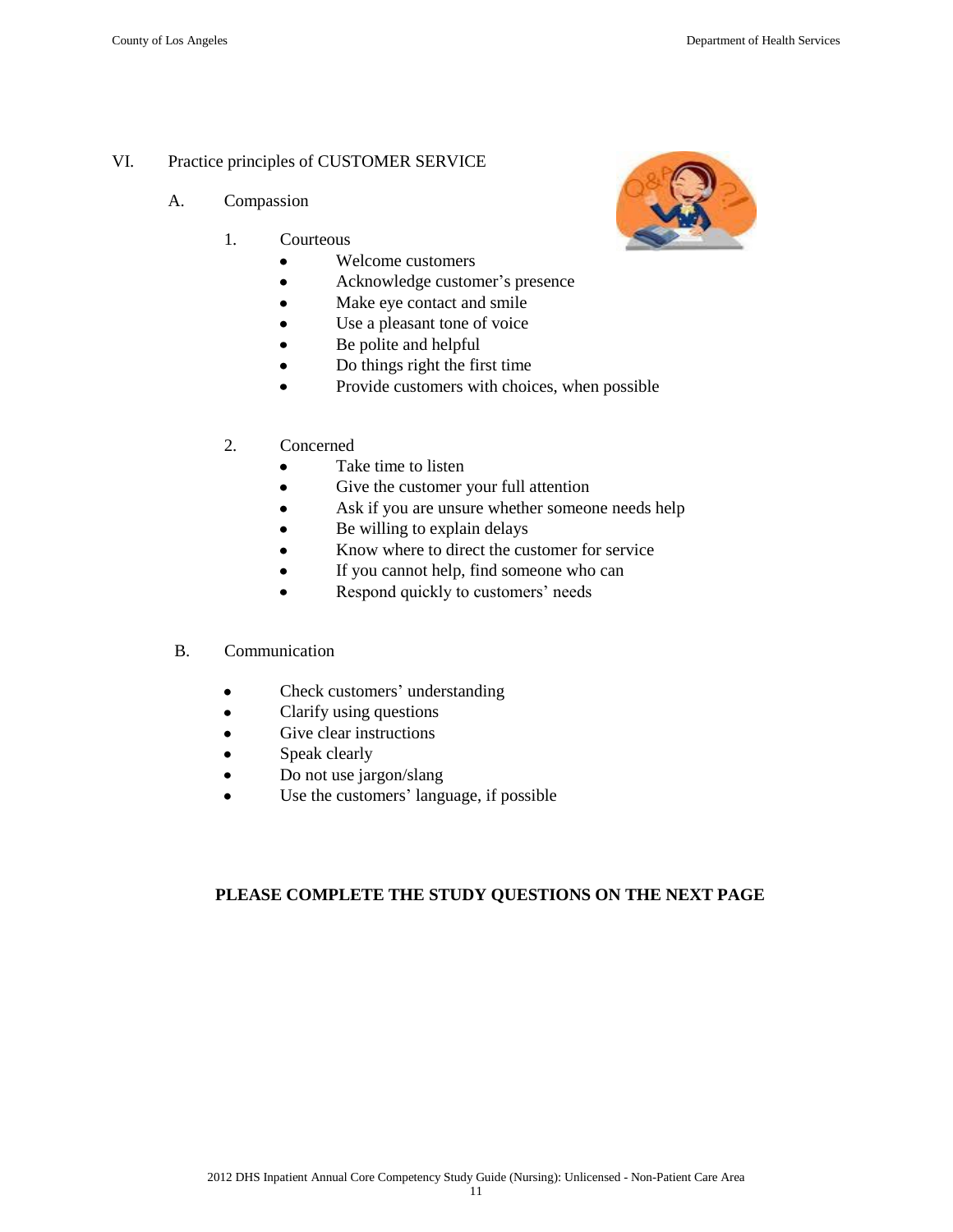## VI. Practice principles of CUSTOMER SERVICE

### A. Compassion

1. Courteous
   - Welcome customers
   - Acknowledge customer's presence
   - Make eye contact and smile
   - Use a pleasant tone of voice
   - Be polite and helpful
   - Do things right the first time
   - Provide customers with choices, when possible

2. Concerned
   - Take time to listen
   - Give the customer your full attention
   - Ask if you are unsure whether someone needs help
   - Be willing to explain delays
   - Know where to direct the customer for service
   - If you cannot help, find someone who can
   - Respond quickly to customers' needs

### B. Communication

- Check customers' understanding
- Clarify using questions
- Give clear instructions
- Speak clearly
- Do not use jargon/slang
- Use the customers' language, if possible

**PLEASE COMPLETE THE STUDY QUESTIONS ON THE NEXT PAGE**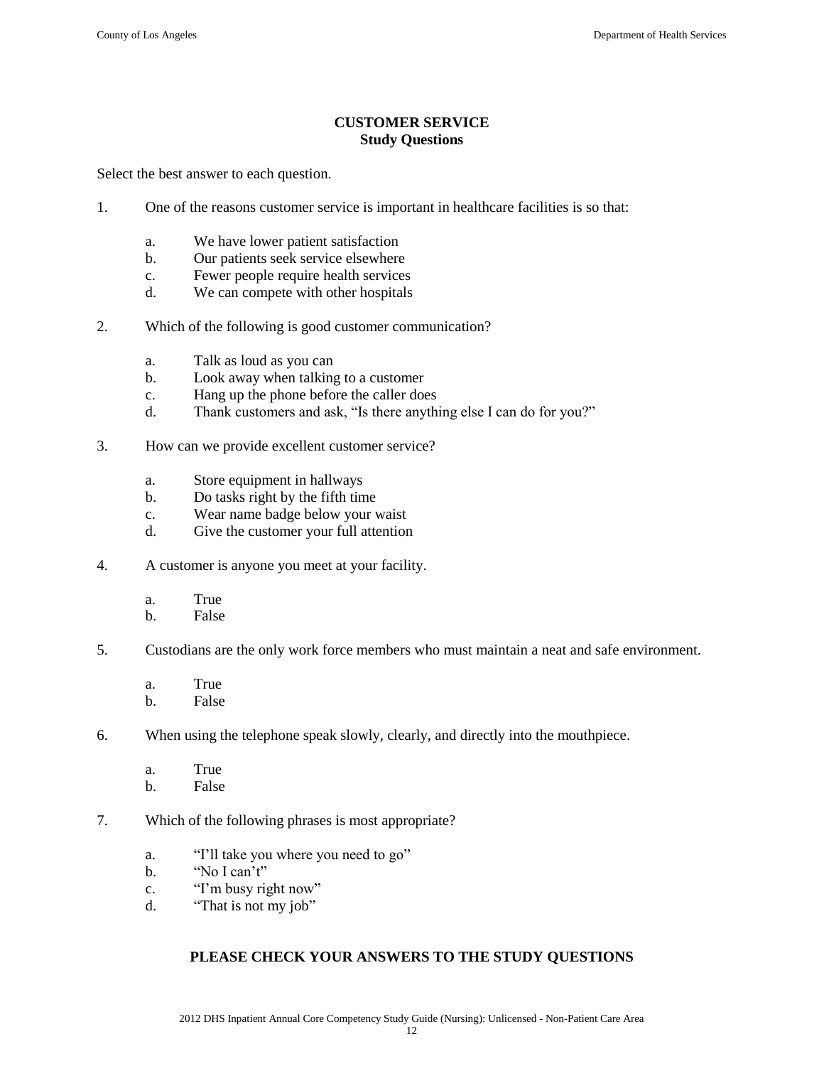## CUSTOMER SERVICE
### Study Questions

Select the best answer to each question.

1. One of the reasons customer service is important in healthcare facilities is so that:

   a. We have lower patient satisfaction
   b. Our patients seek service elsewhere
   c. Fewer people require health services
   d. We can compete with other hospitals

2. Which of the following is good customer communication?

   a. Talk as loud as you can
   b. Look away when talking to a customer
   c. Hang up the phone before the caller does
   d. Thank customers and ask, "Is there anything else I can do for you?"

3. How can we provide excellent customer service?

   a. Store equipment in hallways
   b. Do tasks right by the fifth time
   c. Wear name badge below your waist
   d. Give the customer your full attention

4. A customer is anyone you meet at your facility.

   a. True
   b. False

5. Custodians are the only work force members who must maintain a neat and safe environment.

   a. True
   b. False

6. When using the telephone speak slowly, clearly, and directly into the mouthpiece.

   a. True
   b. False

7. Which of the following phrases is most appropriate?

   a. "I'll take you where you need to go"
   b. "No I can't"
   c. "I'm busy right now"
   d. "That is not my job"

**PLEASE CHECK YOUR ANSWERS TO THE STUDY QUESTIONS**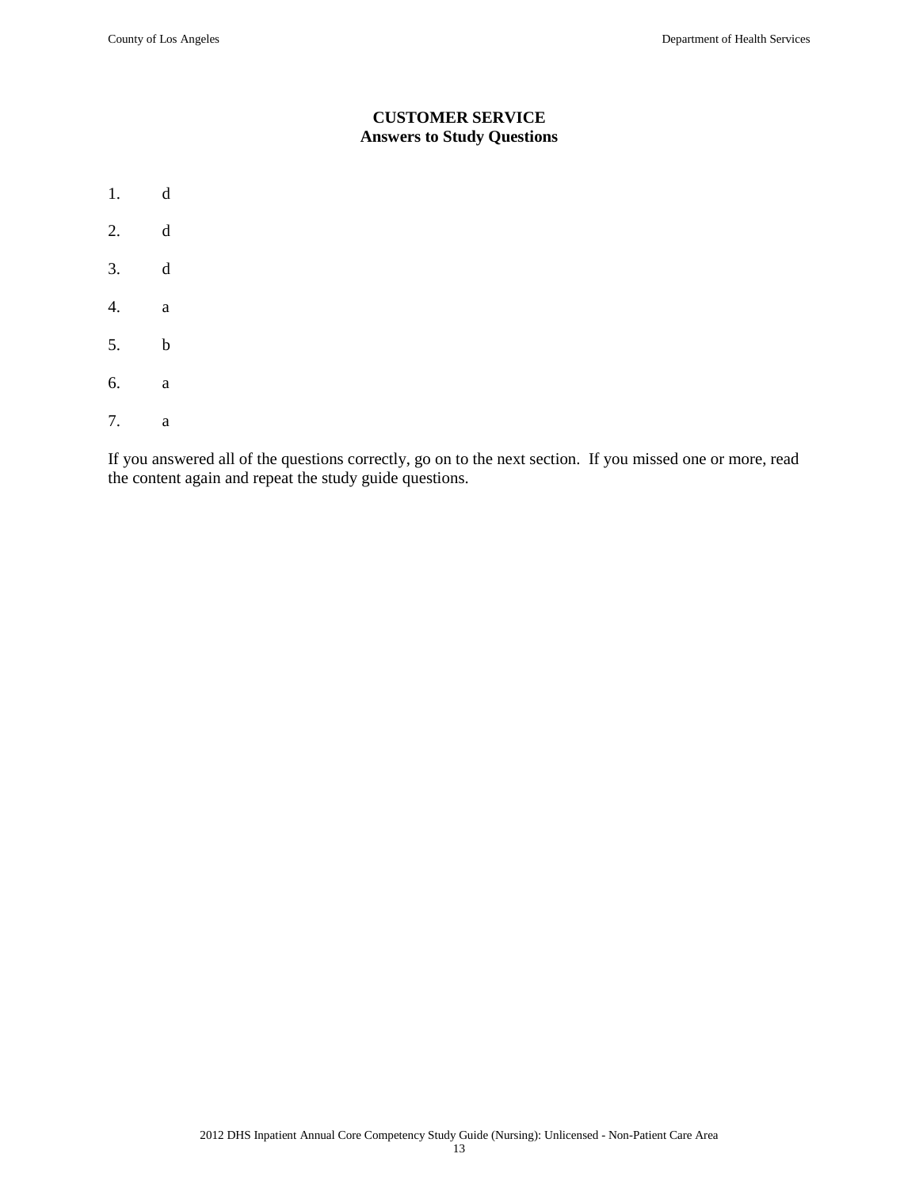# CUSTOMER SERVICE
## Answers to Study Questions

1. d
2. d
3. d
4. a
5. b
6. a
7. a

If you answered all of the questions correctly, go on to the next section. If you missed one or more, read the content again and repeat the study guide questions.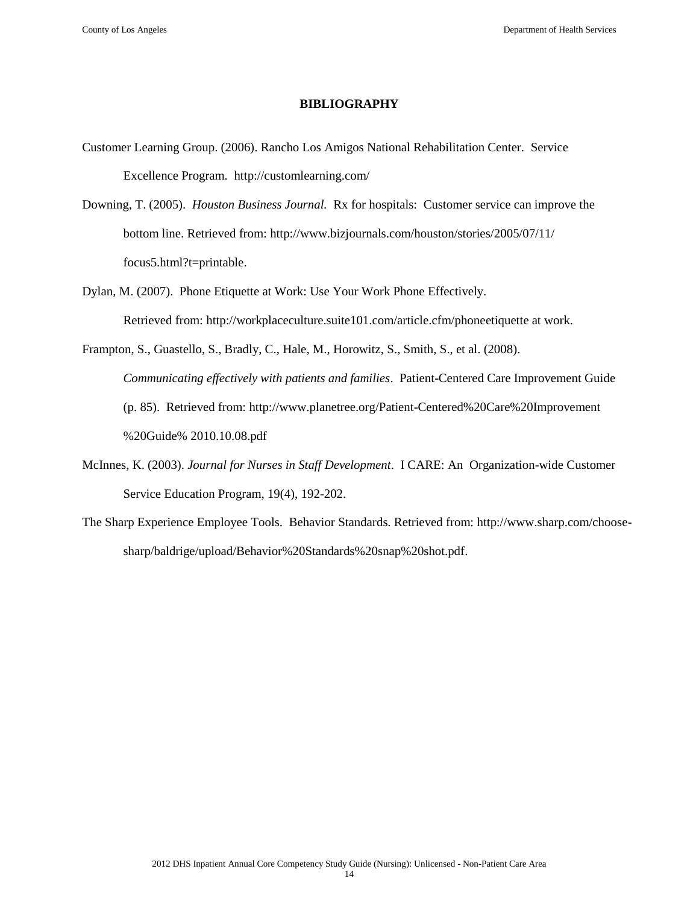**BIBLIOGRAPHY**

Customer Learning Group. (2006). Rancho Los Amigos National Rehabilitation Center. Service Excellence Program. http://customlearning.com/

Downing, T. (2005). *Houston Business Journal.* Rx for hospitals: Customer service can improve the bottom line. Retrieved from: http://www.bizjournals.com/houston/stories/2005/07/11/focus5.html?t=printable.

Dylan, M. (2007). Phone Etiquette at Work: Use Your Work Phone Effectively. Retrieved from: http://workplaceculture.suite101.com/article.cfm/phoneetiquette at work.

Frampton, S., Guastello, S., Bradly, C., Hale, M., Horowitz, S., Smith, S., et al. (2008). *Communicating effectively with patients and families*. Patient-Centered Care Improvement Guide (p. 85). Retrieved from: http://www.planetree.org/Patient-Centered%20Care%20Improvement%20Guide% 2010.10.08.pdf

McInnes, K. (2003). *Journal for Nurses in Staff Development*. I CARE: An Organization-wide Customer Service Education Program, 19(4), 192-202.

The Sharp Experience Employee Tools. Behavior Standards. Retrieved from: http://www.sharp.com/choose-sharp/baldrige/upload/Behavior%20Standards%20snap%20shot.pdf.